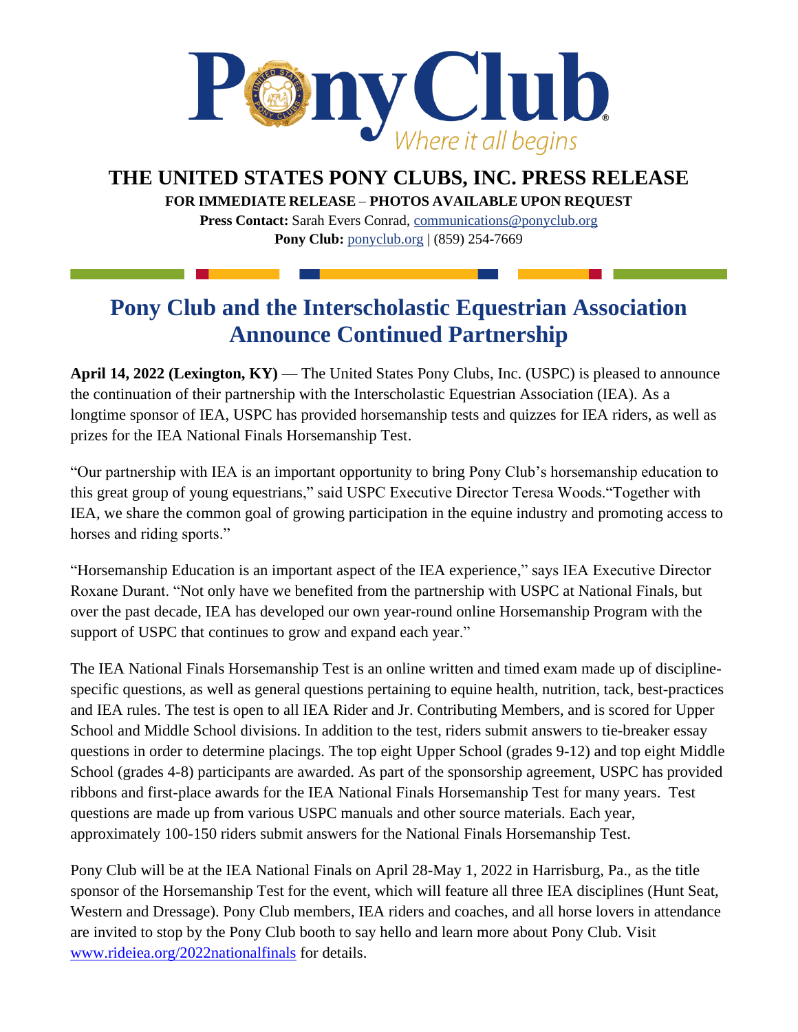Pony Club

*Where it all begins*

# THE UNITED STATES PONY CLUBS, INC. PRESS RELEASE

**FOR IMMEDIATE RELEASE – PHOTOS AVAILABLE UPON REQUEST**

**Press Contact:** Sarah Evers Conrad, communications@ponyclub.org

**Pony Club:** ponyclub.org | (859) 254-7669

## Pony Club and the Interscholastic Equestrian Association Announce Continued Partnership

**April 14, 2022 (Lexington, KY)** — The United States Pony Clubs, Inc. (USPC) is pleased to announce the continuation of their partnership with the Interscholastic Equestrian Association (IEA). As a longtime sponsor of IEA, USPC has provided horsemanship tests and quizzes for IEA riders, as well as prizes for the IEA National Finals Horsemanship Test.

"Our partnership with IEA is an important opportunity to bring Pony Club's horsemanship education to this great group of young equestrians," said USPC Executive Director Teresa Woods."Together with IEA, we share the common goal of growing participation in the equine industry and promoting access to horses and riding sports."

"Horsemanship Education is an important aspect of the IEA experience," says IEA Executive Director Roxane Durant. "Not only have we benefited from the partnership with USPC at National Finals, but over the past decade, IEA has developed our own year-round online Horsemanship Program with the support of USPC that continues to grow and expand each year."

The IEA National Finals Horsemanship Test is an online written and timed exam made up of discipline-specific questions, as well as general questions pertaining to equine health, nutrition, tack, best-practices and IEA rules. The test is open to all IEA Rider and Jr. Contributing Members, and is scored for Upper School and Middle School divisions. In addition to the test, riders submit answers to tie-breaker essay questions in order to determine placings. The top eight Upper School (grades 9-12) and top eight Middle School (grades 4-8) participants are awarded. As part of the sponsorship agreement, USPC has provided ribbons and first-place awards for the IEA National Finals Horsemanship Test for many years. Test questions are made up from various USPC manuals and other source materials. Each year, approximately 100-150 riders submit answers for the National Finals Horsemanship Test.

Pony Club will be at the IEA National Finals on April 28-May 1, 2022 in Harrisburg, Pa., as the title sponsor of the Horsemanship Test for the event, which will feature all three IEA disciplines (Hunt Seat, Western and Dressage). Pony Club members, IEA riders and coaches, and all horse lovers in attendance are invited to stop by the Pony Club booth to say hello and learn more about Pony Club. Visit www.rideiea.org/2022nationalfinals for details.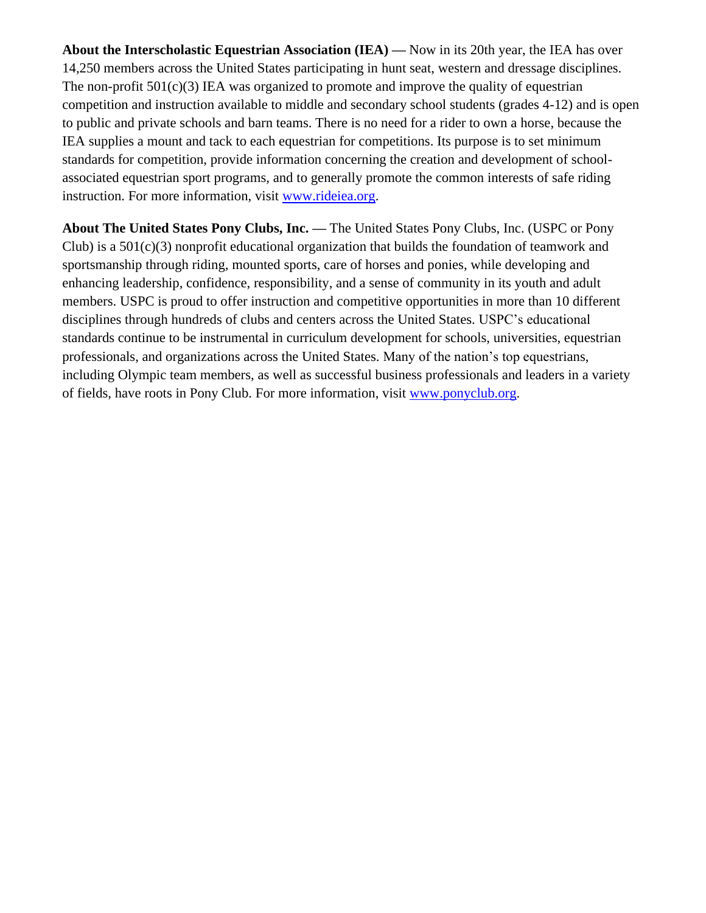**About the Interscholastic Equestrian Association (IEA) —** Now in its 20th year, the IEA has over 14,250 members across the United States participating in hunt seat, western and dressage disciplines. The non-profit 501(c)(3) IEA was organized to promote and improve the quality of equestrian competition and instruction available to middle and secondary school students (grades 4-12) and is open to public and private schools and barn teams. There is no need for a rider to own a horse, because the IEA supplies a mount and tack to each equestrian for competitions. Its purpose is to set minimum standards for competition, provide information concerning the creation and development of school-associated equestrian sport programs, and to generally promote the common interests of safe riding instruction. For more information, visit [www.rideiea.org](http://www.rideiea.org).

**About The United States Pony Clubs, Inc. —** The United States Pony Clubs, Inc. (USPC or Pony Club) is a 501(c)(3) nonprofit educational organization that builds the foundation of teamwork and sportsmanship through riding, mounted sports, care of horses and ponies, while developing and enhancing leadership, confidence, responsibility, and a sense of community in its youth and adult members. USPC is proud to offer instruction and competitive opportunities in more than 10 different disciplines through hundreds of clubs and centers across the United States. USPC's educational standards continue to be instrumental in curriculum development for schools, universities, equestrian professionals, and organizations across the United States. Many of the nation's top equestrians, including Olympic team members, as well as successful business professionals and leaders in a variety of fields, have roots in Pony Club. For more information, visit [www.ponyclub.org](http://www.ponyclub.org).